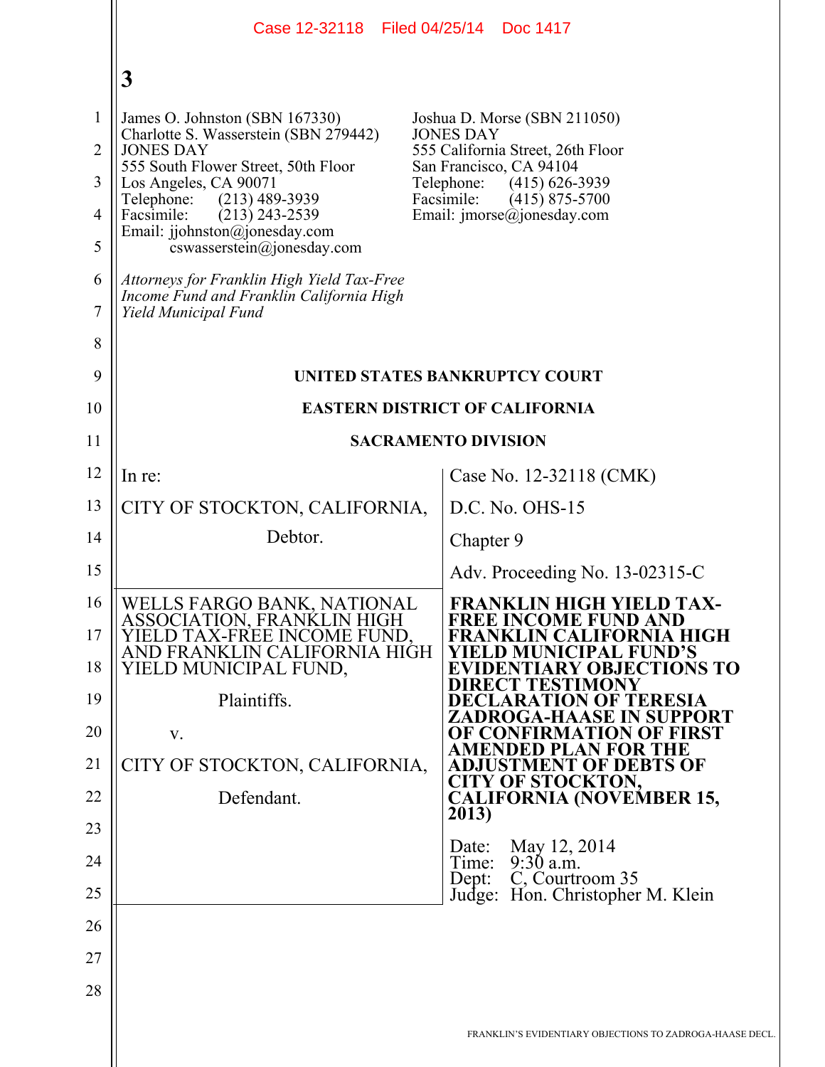Case 12-32118 Filed 04/25/14 Doc 1417

**3**

James O. Johnston (SBN 167330)
Charlotte S. Wasserstein (SBN 279442)
JONES DAY
555 South Flower Street, 50th Floor
Los Angeles, CA 90071
Telephone: (213) 489-3939
Facsimile: (213) 243-2539
Email: jjohnston@jonesday.com
cswasserstein@jonesday.com

Joshua D. Morse (SBN 211050)
JONES DAY
555 California Street, 26th Floor
San Francisco, CA 94104
Telephone: (415) 626-3939
Facsimile: (415) 875-5700
Email: jmorse@jonesday.com

*Attorneys for Franklin High Yield Tax-Free Income Fund and Franklin California High Yield Municipal Fund*

**UNITED STATES BANKRUPTCY COURT**

**EASTERN DISTRICT OF CALIFORNIA**

**SACRAMENTO DIVISION**

| | |
|---|---|
| In re: | Case No. 12-32118 (CMK) |
| CITY OF STOCKTON, CALIFORNIA, | D.C. No. OHS-15 |
| Debtor. | Chapter 9 |
| | Adv. Proceeding No. 13-02315-C |
| WELLS FARGO BANK, NATIONAL ASSOCIATION, FRANKLIN HIGH YIELD TAX-FREE INCOME FUND, AND FRANKLIN CALIFORNIA HIGH YIELD MUNICIPAL FUND, Plaintiffs. v. CITY OF STOCKTON, CALIFORNIA, Defendant. | **FRANKLIN HIGH YIELD TAX-FREE INCOME FUND AND FRANKLIN CALIFORNIA HIGH YIELD MUNICIPAL FUND'S EVIDENTIARY OBJECTIONS TO DIRECT TESTIMONY DECLARATION OF TERESIA ZADROGA-HAASE IN SUPPORT OF CONFIRMATION OF FIRST AMENDED PLAN FOR THE ADJUSTMENT OF DEBTS OF CITY OF STOCKTON, CALIFORNIA (NOVEMBER 15, 2013)** Date: May 12, 2014 Time: 9:30 a.m. Dept: C, Courtroom 35 Judge: Hon. Christopher M. Klein |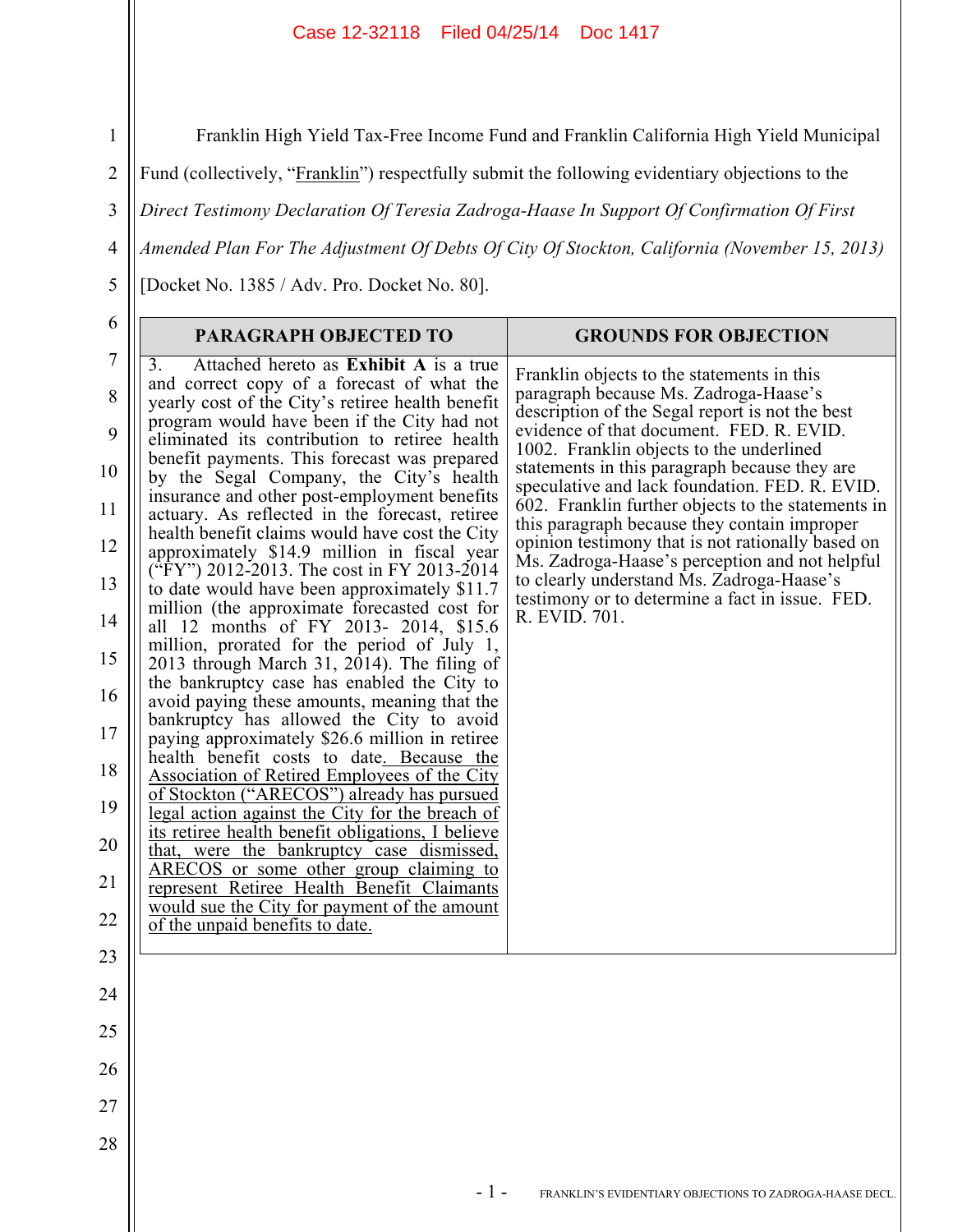Franklin High Yield Tax-Free Income Fund and Franklin California High Yield Municipal Fund (collectively, "Franklin") respectfully submit the following evidentiary objections to the *Direct Testimony Declaration Of Teresia Zadroga-Haase In Support Of Confirmation Of First Amended Plan For The Adjustment Of Debts Of City Of Stockton, California (November 15, 2013)* [Docket No. 1385 / Adv. Pro. Docket No. 80].

| PARAGRAPH OBJECTED TO | GROUNDS FOR OBJECTION |
| --- | --- |
| 3. Attached hereto as **Exhibit A** is a true and correct copy of a forecast of what the yearly cost of the City's retiree health benefit program would have been if the City had not eliminated its contribution to retiree health benefit payments. This forecast was prepared by the Segal Company, the City's health insurance and other post-employment benefits actuary. As reflected in the forecast, retiree health benefit claims would have cost the City approximately $14.9 million in fiscal year ("FY") 2012-2013. The cost in FY 2013-2014 to date would have been approximately $11.7 million (the approximate forecasted cost for all 12 months of FY 2013- 2014, $15.6 million, prorated for the period of July 1, 2013 through March 31, 2014). The filing of the bankruptcy case has enabled the City to avoid paying these amounts, meaning that the bankruptcy has allowed the City to avoid paying approximately $26.6 million in retiree health benefit costs to date<u>. Because the Association of Retired Employees of the City of Stockton ("ARECOS") already has pursued legal action against the City for the breach of its retiree health benefit obligations, I believe that, were the bankruptcy case dismissed, ARECOS or some other group claiming to represent Retiree Health Benefit Claimants would sue the City for payment of the amount of the unpaid benefits to date.</u> | Franklin objects to the statements in this paragraph because Ms. Zadroga-Haase's description of the Segal report is not the best evidence of that document. FED. R. EVID. 1002. Franklin objects to the underlined statements in this paragraph because they are speculative and lack foundation. FED. R. EVID. 602. Franklin further objects to the statements in this paragraph because they contain improper opinion testimony that is not rationally based on Ms. Zadroga-Haase's perception and not helpful to clearly understand Ms. Zadroga-Haase's testimony or to determine a fact in issue. FED. R. EVID. 701. |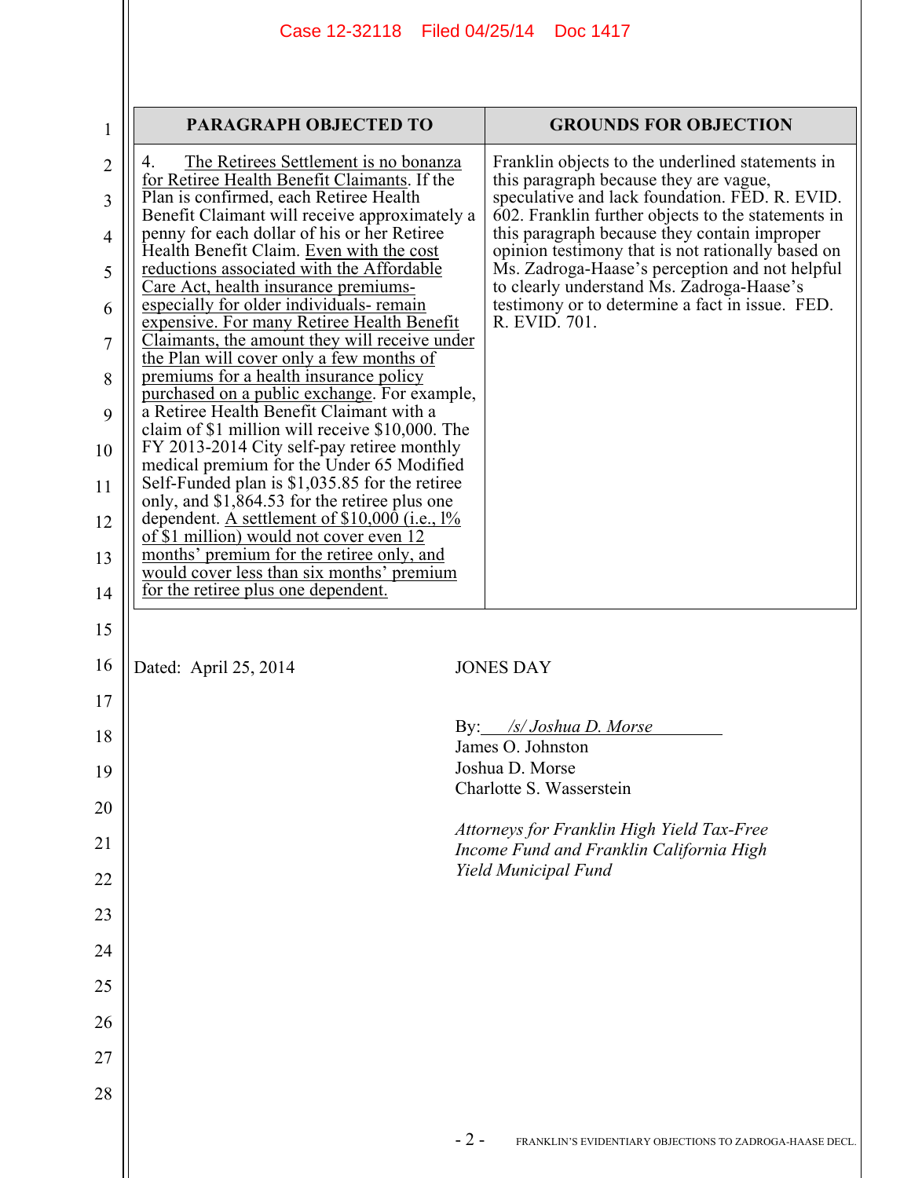| PARAGRAPH OBJECTED TO | GROUNDS FOR OBJECTION |
|---|---|
| 4. <u>The Retirees Settlement is no bonanza for Retiree Health Benefit Claimants</u>. If the Plan is confirmed, each Retiree Health Benefit Claimant will receive approximately a penny for each dollar of his or her Retiree Health Benefit Claim. <u>Even with the cost reductions associated with the Affordable Care Act, health insurance premiums- especially for older individuals- remain expensive. For many Retiree Health Benefit Claimants, the amount they will receive under the Plan will cover only a few months of premiums for a health insurance policy purchased on a public exchange</u>. For example, a Retiree Health Benefit Claimant with a claim of $1 million will receive $10,000. The FY 2013-2014 City self-pay retiree monthly medical premium for the Under 65 Modified Self-Funded plan is $1,035.85 for the retiree only, and $1,864.53 for the retiree plus one dependent. <u>A settlement of $10,000 (i.e., 1% of $1 million) would not cover even 12 months' premium for the retiree only, and would cover less than six months' premium for the retiree plus one dependent.</u> | Franklin objects to the underlined statements in this paragraph because they are vague, speculative and lack foundation. FED. R. EVID. 602. Franklin further objects to the statements in this paragraph because they contain improper opinion testimony that is not rationally based on Ms. Zadroga-Haase's perception and not helpful to clearly understand Ms. Zadroga-Haase's testimony or to determine a fact in issue. FED. R. EVID. 701. |

Dated: April 25, 2014

JONES DAY

By: <u>*/s/ Joshua D. Morse*</u>
James O. Johnston
Joshua D. Morse
Charlotte S. Wasserstein

*Attorneys for Franklin High Yield Tax-Free Income Fund and Franklin California High Yield Municipal Fund*